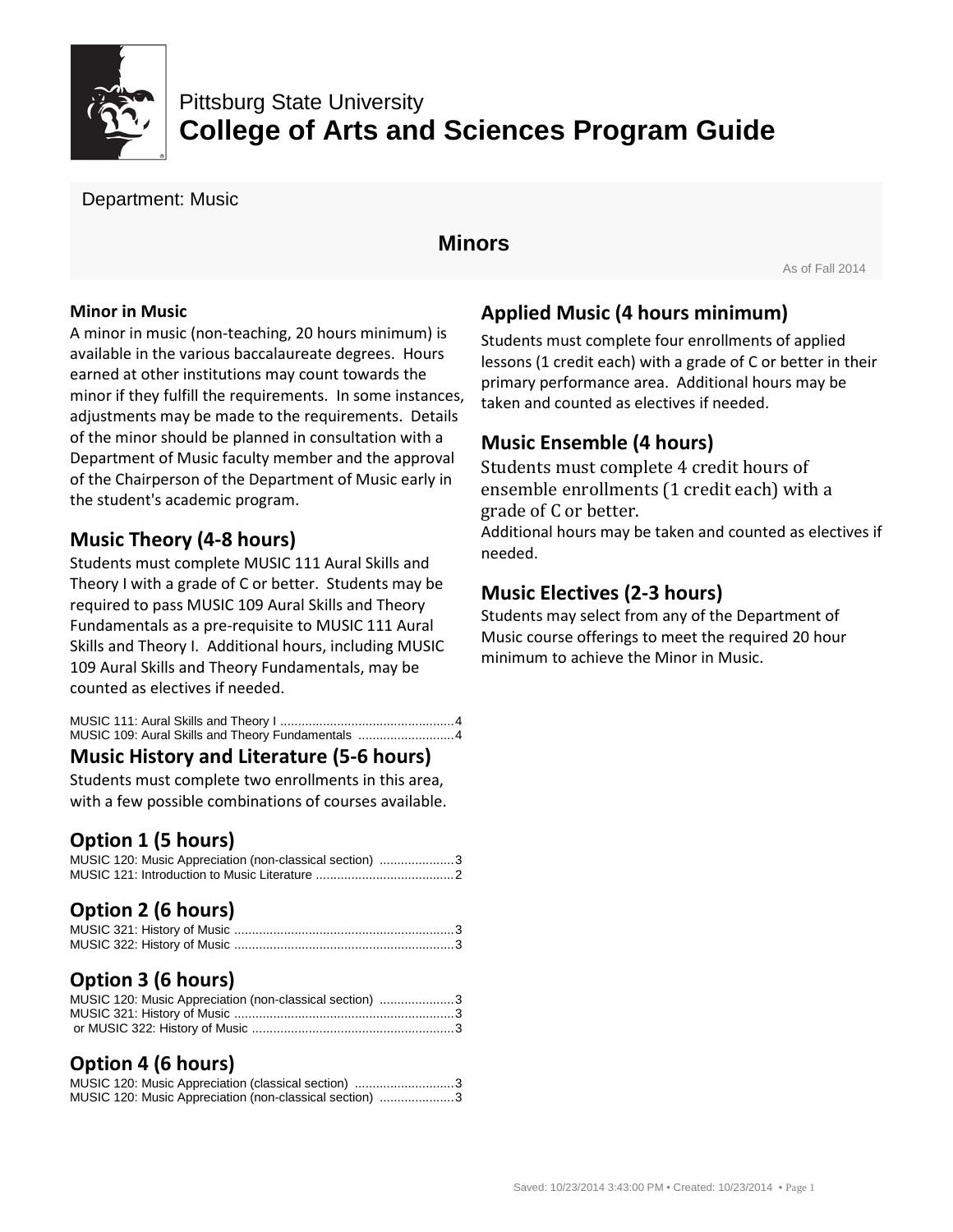Pittsburg State University

# College of Arts and Sciences Program Guide

Department: Music

## Minors

As of Fall 2014

### Minor in Music

A minor in music (non-teaching, 20 hours minimum) is available in the various baccalaureate degrees. Hours earned at other institutions may count towards the minor if they fulfill the requirements. In some instances, adjustments may be made to the requirements. Details of the minor should be planned in consultation with a Department of Music faculty member and the approval of the Chairperson of the Department of Music early in the student's academic program.

### Music Theory (4-8 hours)

Students must complete MUSIC 111 Aural Skills and Theory I with a grade of C or better. Students may be required to pass MUSIC 109 Aural Skills and Theory Fundamentals as a pre-requisite to MUSIC 111 Aural Skills and Theory I. Additional hours, including MUSIC 109 Aural Skills and Theory Fundamentals, may be counted as electives if needed.

MUSIC 111: Aural Skills and Theory I ....................................................4
MUSIC 109: Aural Skills and Theory Fundamentals ..........................4

### Music History and Literature (5-6 hours)

Students must complete two enrollments in this area, with a few possible combinations of courses available.

### Option 1 (5 hours)

MUSIC 120: Music Appreciation (non-classical section) .....................3
MUSIC 121: Introduction to Music Literature .......................................2

### Option 2 (6 hours)

MUSIC 321: History of Music .............................................................3
MUSIC 322: History of Music .............................................................3

### Option 3 (6 hours)

MUSIC 120: Music Appreciation (non-classical section) .....................3
MUSIC 321: History of Music .............................................................3
or MUSIC 322: History of Music .........................................................3

### Option 4 (6 hours)

MUSIC 120: Music Appreciation (classical section) ............................3
MUSIC 120: Music Appreciation (non-classical section) .....................3

### Applied Music (4 hours minimum)

Students must complete four enrollments of applied lessons (1 credit each) with a grade of C or better in their primary performance area. Additional hours may be taken and counted as electives if needed.

### Music Ensemble (4 hours)

Students must complete 4 credit hours of ensemble enrollments (1 credit each) with a grade of C or better.
Additional hours may be taken and counted as electives if needed.

### Music Electives (2-3 hours)

Students may select from any of the Department of Music course offerings to meet the required 20 hour minimum to achieve the Minor in Music.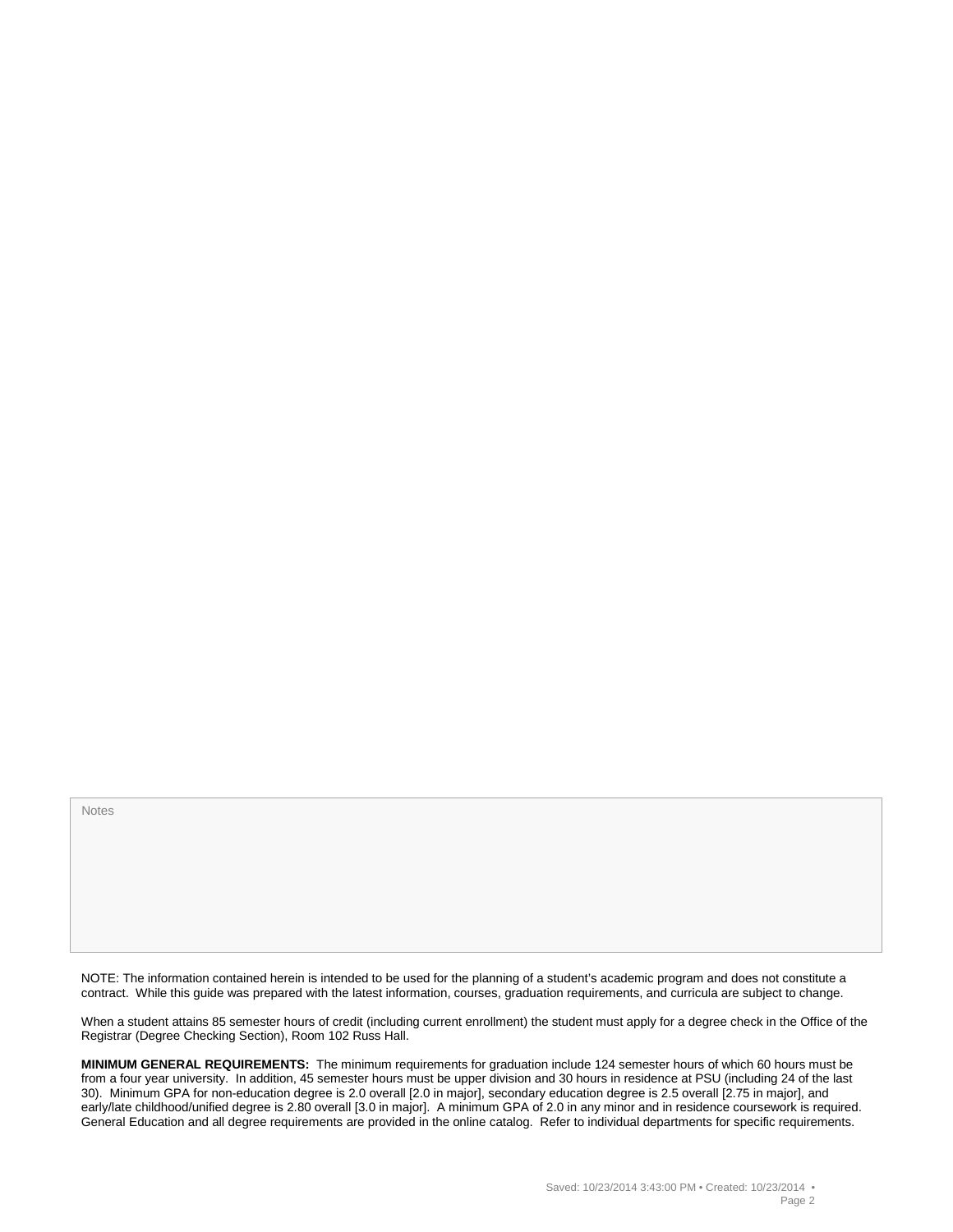Notes

NOTE: The information contained herein is intended to be used for the planning of a student's academic program and does not constitute a contract. While this guide was prepared with the latest information, courses, graduation requirements, and curricula are subject to change.

When a student attains 85 semester hours of credit (including current enrollment) the student must apply for a degree check in the Office of the Registrar (Degree Checking Section), Room 102 Russ Hall.

**MINIMUM GENERAL REQUIREMENTS:** The minimum requirements for graduation include 124 semester hours of which 60 hours must be from a four year university. In addition, 45 semester hours must be upper division and 30 hours in residence at PSU (including 24 of the last 30). Minimum GPA for non-education degree is 2.0 overall [2.0 in major], secondary education degree is 2.5 overall [2.75 in major], and early/late childhood/unified degree is 2.80 overall [3.0 in major]. A minimum GPA of 2.0 in any minor and in residence coursework is required. General Education and all degree requirements are provided in the online catalog. Refer to individual departments for specific requirements.

Saved: 10/23/2014 3:43:00 PM • Created: 10/23/2014 •